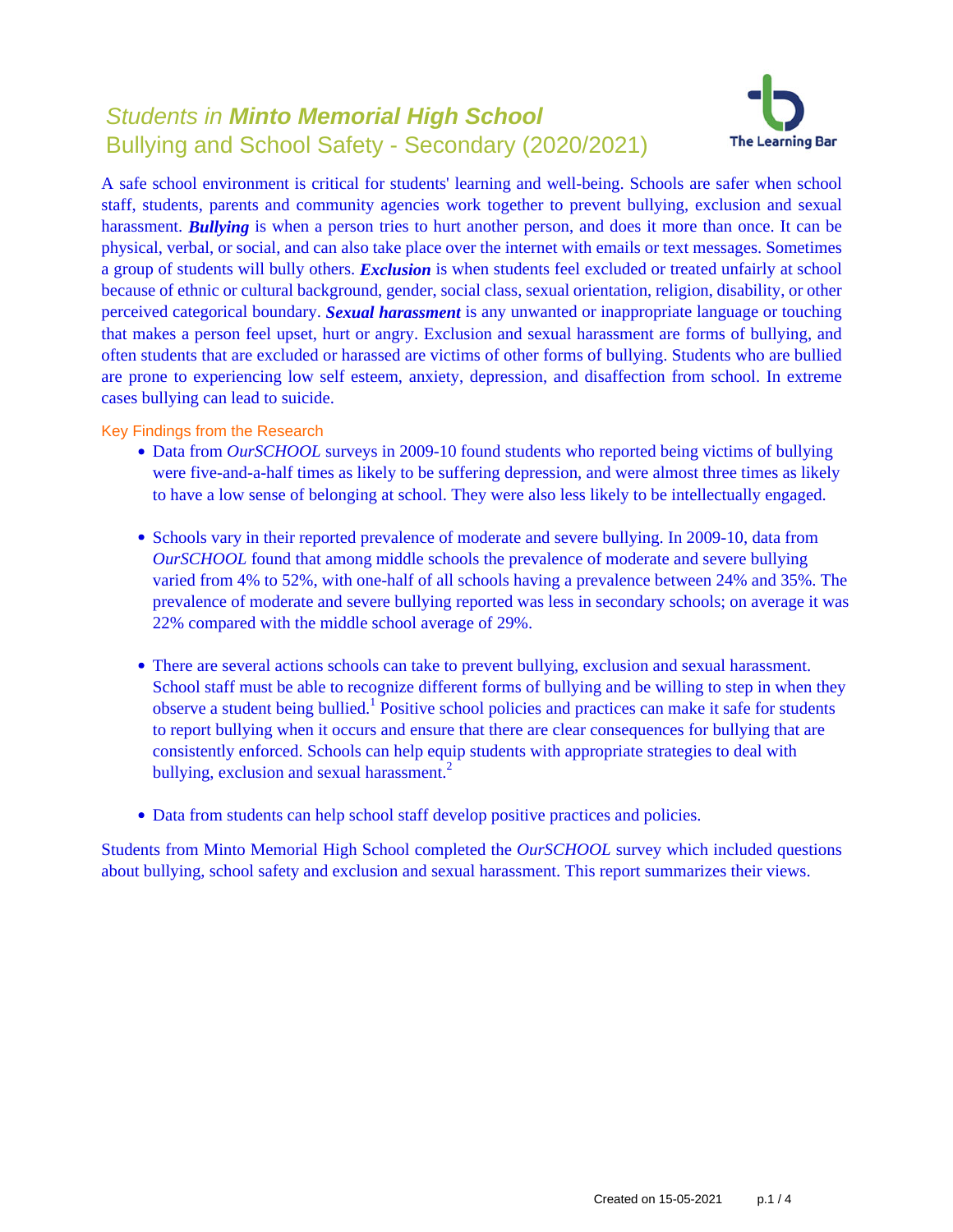# *Students in **Minto Memorial High School***
## Bullying and School Safety - Secondary (2020/2021)

The Learning Bar

A safe school environment is critical for students' learning and well-being. Schools are safer when school staff, students, parents and community agencies work together to prevent bullying, exclusion and sexual harassment. ***Bullying*** is when a person tries to hurt another person, and does it more than once. It can be physical, verbal, or social, and can also take place over the internet with emails or text messages. Sometimes a group of students will bully others. ***Exclusion*** is when students feel excluded or treated unfairly at school because of ethnic or cultural background, gender, social class, sexual orientation, religion, disability, or other perceived categorical boundary. ***Sexual harassment*** is any unwanted or inappropriate language or touching that makes a person feel upset, hurt or angry. Exclusion and sexual harassment are forms of bullying, and often students that are excluded or harassed are victims of other forms of bullying. Students who are bullied are prone to experiencing low self esteem, anxiety, depression, and disaffection from school. In extreme cases bullying can lead to suicide.

### Key Findings from the Research

- Data from *OurSCHOOL* surveys in 2009-10 found students who reported being victims of bullying were five-and-a-half times as likely to be suffering depression, and were almost three times as likely to have a low sense of belonging at school. They were also less likely to be intellectually engaged.

- Schools vary in their reported prevalence of moderate and severe bullying. In 2009-10, data from *OurSCHOOL* found that among middle schools the prevalence of moderate and severe bullying varied from 4% to 52%, with one-half of all schools having a prevalence between 24% and 35%. The prevalence of moderate and severe bullying reported was less in secondary schools; on average it was 22% compared with the middle school average of 29%.

- There are several actions schools can take to prevent bullying, exclusion and sexual harassment. School staff must be able to recognize different forms of bullying and be willing to step in when they observe a student being bullied.[1] Positive school policies and practices can make it safe for students to report bullying when it occurs and ensure that there are clear consequences for bullying that are consistently enforced. Schools can help equip students with appropriate strategies to deal with bullying, exclusion and sexual harassment.[2]

- Data from students can help school staff develop positive practices and policies.

Students from Minto Memorial High School completed the *OurSCHOOL* survey which included questions about bullying, school safety and exclusion and sexual harassment. This report summarizes their views.

Created on 15-05-2021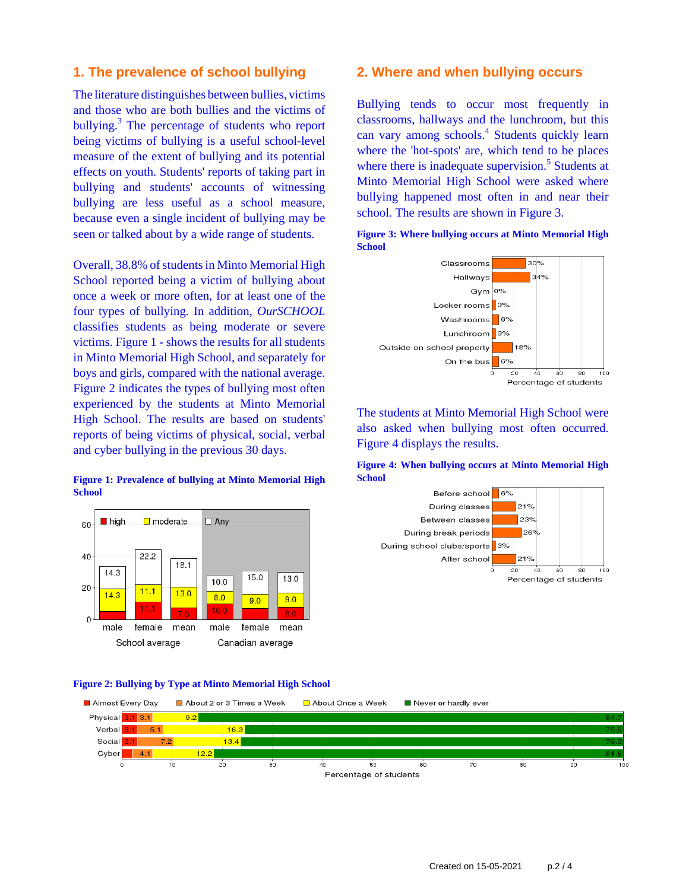## 1. The prevalence of school bullying

The literature distinguishes between bullies, victims and those who are both bullies and the victims of bullying.[3] The percentage of students who report being victims of bullying is a useful school-level measure of the extent of bullying and its potential effects on youth. Students' reports of taking part in bullying and students' accounts of witnessing bullying are less useful as a school measure, because even a single incident of bullying may be seen or talked about by a wide range of students.

Overall, 38.8% of students in Minto Memorial High School reported being a victim of bullying about once a week or more often, for at least one of the four types of bullying. In addition, *OurSCHOOL* classifies students as being moderate or severe victims. Figure 1 - shows the results for all students in Minto Memorial High School, and separately for boys and girls, compared with the national average. Figure 2 indicates the types of bullying most often experienced by the students at Minto Memorial High School. The results are based on students' reports of being victims of physical, social, verbal and cyber bullying in the previous 30 days.

**Figure 1: Prevalence of bullying at Minto Memorial High School**

| | School average | | | Canadian average | | |
|---|---|---|---|---|---|---|
| | male | female | mean | male | female | mean |
| high | | 11.1 | 7.6 | 10.0 | | 8.0 |
| moderate | 14.3 | 11.1 | 13.0 | 8.0 | 9.0 | 9.0 |
| Any | 14.3 | 22.2 | 18.1 | 10.0 | 15.0 | 13.0 |

**Figure 2: Bullying by Type at Minto Memorial High School**

| | Almost Every Day | About 2 or 3 Times a Week | About Once a Week | Never or hardly ever |
|---|---|---|---|---|
| Physical | 3.1 | 3.1 | 9.2 | 84.7 |
| Verbal | 3.1 | 5.1 | 16.3 | 75.5 |
| Social | 3.1 | 7.2 | 13.4 | 76.3 |
| Cyber | | 4.1 | 12.2 | 81.6 |

## 2. Where and when bullying occurs

Bullying tends to occur most frequently in classrooms, hallways and the lunchroom, but this can vary among schools.[4] Students quickly learn where the 'hot-spots' are, which tend to be places where there is inadequate supervision.[5] Students at Minto Memorial High School were asked where bullying happened most often in and near their school. The results are shown in Figure 3.

**Figure 3: Where bullying occurs at Minto Memorial High School**

| Location | Percentage of students |
|---|---|
| Classrooms | 30% |
| Hallways | 34% |
| Gym | 0% |
| Locker rooms | 3% |
| Washrooms | 6% |
| Lunchroom | 3% |
| Outside on school property | 18% |
| On the bus | 6% |

The students at Minto Memorial High School were also asked when bullying most often occurred. Figure 4 displays the results.

**Figure 4: When bullying occurs at Minto Memorial High School**

| Time | Percentage of students |
|---|---|
| Before school | 6% |
| During classes | 21% |
| Between classes | 23% |
| During break periods | 26% |
| During school clubs/sports | 3% |
| After school | 21% |

Created on 15-05-2021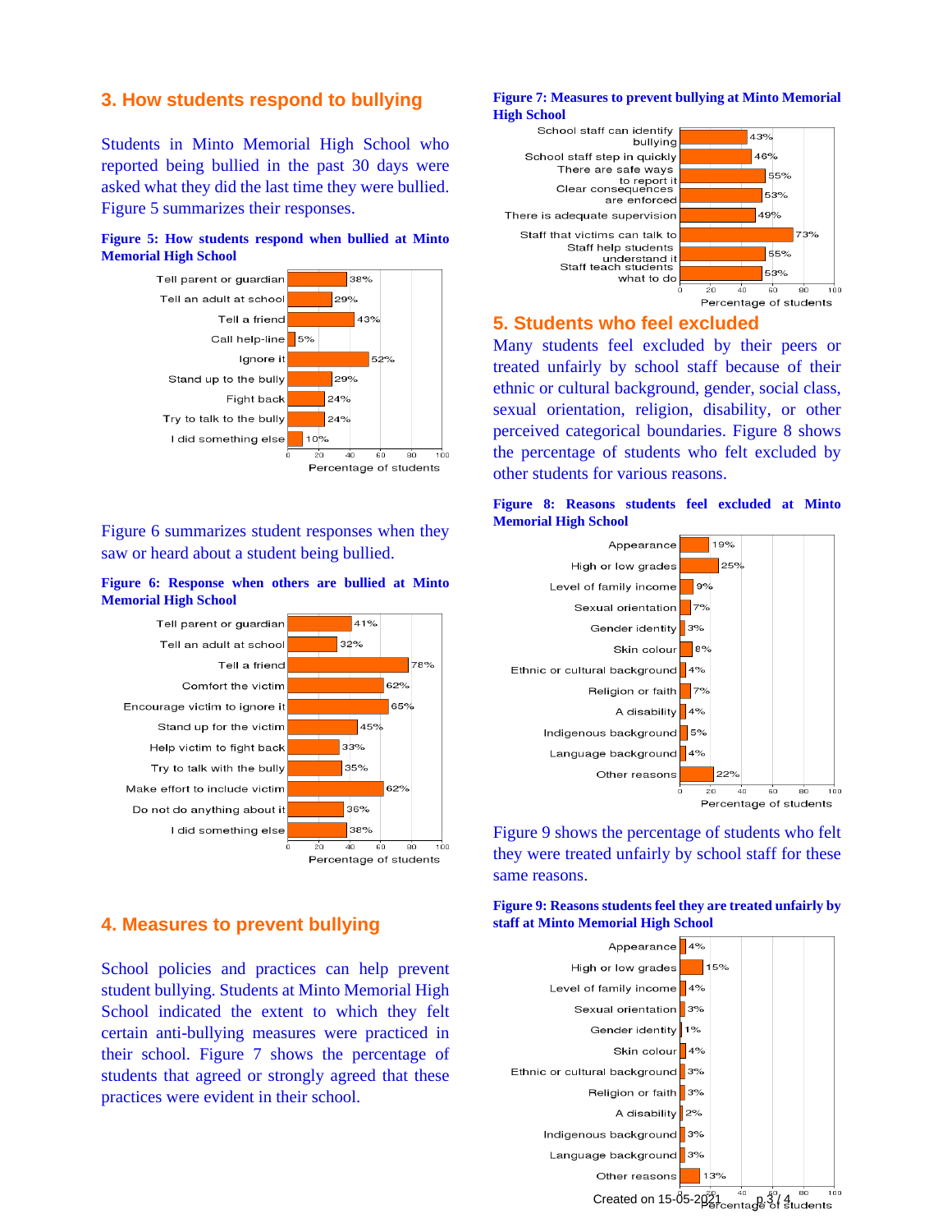## 3. How students respond to bullying

Students in Minto Memorial High School who reported being bullied in the past 30 days were asked what they did the last time they were bullied. Figure 5 summarizes their responses.

**Figure 5: How students respond when bullied at Minto Memorial High School**

| Response | Percentage of students |
|---|---|
| Tell parent or guardian | 38% |
| Tell an adult at school | 29% |
| Tell a friend | 43% |
| Call help-line | 5% |
| Ignore it | 52% |
| Stand up to the bully | 29% |
| Fight back | 24% |
| Try to talk to the bully | 24% |
| I did something else | 10% |

Figure 6 summarizes student responses when they saw or heard about a student being bullied.

**Figure 6: Response when others are bullied at Minto Memorial High School**

| Response | Percentage of students |
|---|---|
| Tell parent or guardian | 41% |
| Tell an adult at school | 32% |
| Tell a friend | 78% |
| Comfort the victim | 62% |
| Encourage victim to ignore it | 65% |
| Stand up for the victim | 45% |
| Help victim to fight back | 33% |
| Try to talk with the bully | 35% |
| Make effort to include victim | 62% |
| Do not do anything about it | 36% |
| I did something else | 38% |

## 4. Measures to prevent bullying

School policies and practices can help prevent student bullying. Students at Minto Memorial High School indicated the extent to which they felt certain anti-bullying measures were practiced in their school. Figure 7 shows the percentage of students that agreed or strongly agreed that these practices were evident in their school.

**Figure 7: Measures to prevent bullying at Minto Memorial High School**

| Measure | Percentage of students |
|---|---|
| School staff can identify bullying | 43% |
| School staff step in quickly | 46% |
| There are safe ways to report it | 55% |
| Clear consequences are enforced | 53% |
| There is adequate supervision | 49% |
| Staff that victims can talk to | 73% |
| Staff help students understand it | 55% |
| Staff teach students what to do | 53% |

## 5. Students who feel excluded

Many students feel excluded by their peers or treated unfairly by school staff because of their ethnic or cultural background, gender, social class, sexual orientation, religion, disability, or other perceived categorical boundaries. Figure 8 shows the percentage of students who felt excluded by other students for various reasons.

**Figure 8: Reasons students feel excluded at Minto Memorial High School**

| Reason | Percentage of students |
|---|---|
| Appearance | 19% |
| High or low grades | 25% |
| Level of family income | 9% |
| Sexual orientation | 7% |
| Gender identity | 3% |
| Skin colour | 8% |
| Ethnic or cultural background | 4% |
| Religion or faith | 7% |
| A disability | 4% |
| Indigenous background | 5% |
| Language background | 4% |
| Other reasons | 22% |

Figure 9 shows the percentage of students who felt they were treated unfairly by school staff for these same reasons.

**Figure 9: Reasons students feel they are treated unfairly by staff at Minto Memorial High School**

| Reason | Percentage of students |
|---|---|
| Appearance | 4% |
| High or low grades | 15% |
| Level of family income | 4% |
| Sexual orientation | 3% |
| Gender identity | 1% |
| Skin colour | 4% |
| Ethnic or cultural background | 3% |
| Religion or faith | 3% |
| A disability | 2% |
| Indigenous background | 3% |
| Language background | 3% |
| Other reasons | 13% |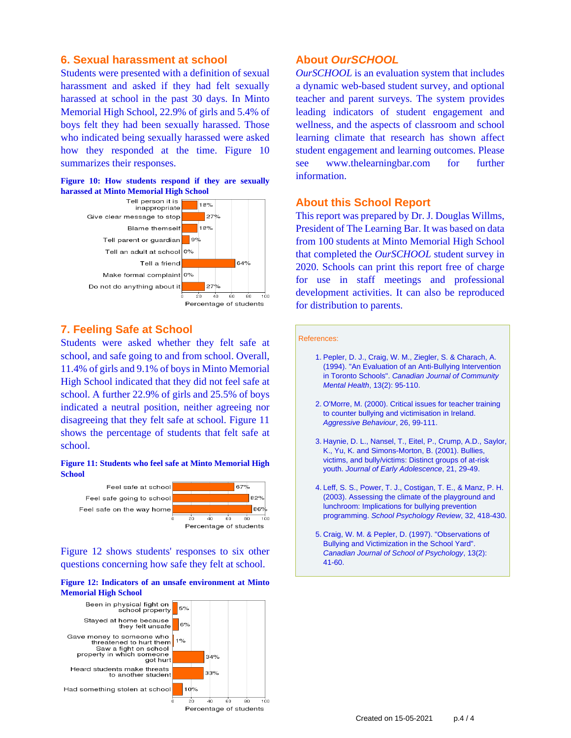## 6. Sexual harassment at school

Students were presented with a definition of sexual harassment and asked if they had felt sexually harassed at school in the past 30 days. In Minto Memorial High School, 22.9% of girls and 5.4% of boys felt they had been sexually harassed. Those who indicated being sexually harassed were asked how they responded at the time. Figure 10 summarizes their responses.

**Figure 10: How students respond if they are sexually harassed at Minto Memorial High School**

Tell person it is inappropriate 18%
Give clear message to stop 27%
Blame themself 18%
Tell parent or guardian 9%
Tell an adult at school 0%
Tell a friend 64%
Make formal complaint 0%
Do not do anything about it 27%

0 20 40 60 80 100
Percentage of students

## 7. Feeling Safe at School

Students were asked whether they felt safe at school, and safe going to and from school. Overall, 11.4% of girls and 9.1% of boys in Minto Memorial High School indicated that they did not feel safe at school. A further 22.9% of girls and 25.5% of boys indicated a neutral position, neither agreeing nor disagreeing that they felt safe at school. Figure 11 shows the percentage of students that felt safe at school.

**Figure 11: Students who feel safe at Minto Memorial High School**

Feel safe at school 67%
Feel safe going to school 82%
Feel safe on the way home 86%

0 20 40 60 80 100
Percentage of students

Figure 12 shows students' responses to six other questions concerning how safe they felt at school.

**Figure 12: Indicators of an unsafe environment at Minto Memorial High School**

Been in physical fight on school property 5%
Stayed at home because they felt unsafe 6%
Gave money to someone who threatened to hurt them 1%
Saw a fight on school property in which someone got hurt 34%
Heard students make threats to another student 33%
Had something stolen at school 10%

0 20 40 60 80 100
Percentage of students

## About *OurSCHOOL*

*OurSCHOOL* is an evaluation system that includes a dynamic web-based student survey, and optional teacher and parent surveys. The system provides leading indicators of student engagement and wellness, and the aspects of classroom and school learning climate that research has shown affect student engagement and learning outcomes. Please see www.thelearningbar.com for further information.

## About this School Report

This report was prepared by Dr. J. Douglas Willms, President of The Learning Bar. It was based on data from 100 students at Minto Memorial High School that completed the *OurSCHOOL* student survey in 2020. Schools can print this report free of charge for use in staff meetings and professional development activities. It can also be reproduced for distribution to parents.

References:

1. Pepler, D. J., Craig, W. M., Ziegler, S. & Charach, A. (1994). "An Evaluation of an Anti-Bullying Intervention in Toronto Schools". *Canadian Journal of Community Mental Health*, 13(2): 95-110.
2. O'Morre, M. (2000). Critical issues for teacher training to counter bullying and victimisation in Ireland. *Aggressive Behaviour*, 26, 99-111.
3. Haynie, D. L., Nansel, T., Eitel, P., Crump, A.D., Saylor, K., Yu, K. and Simons-Morton, B. (2001). Bullies, victims, and bully/victims: Distinct groups of at-risk youth. *Journal of Early Adolescence*, 21, 29-49.
4. Leff, S. S., Power, T. J., Costigan, T. E., & Manz, P. H. (2003). Assessing the climate of the playground and lunchroom: Implications for bullying prevention programming. *School Psychology Review*, 32, 418-430.
5. Craig, W. M. & Pepler, D. (1997). "Observations of Bullying and Victimization in the School Yard". *Canadian Journal of School of Psychology*, 13(2): 41-60.

Created on 15-05-2021